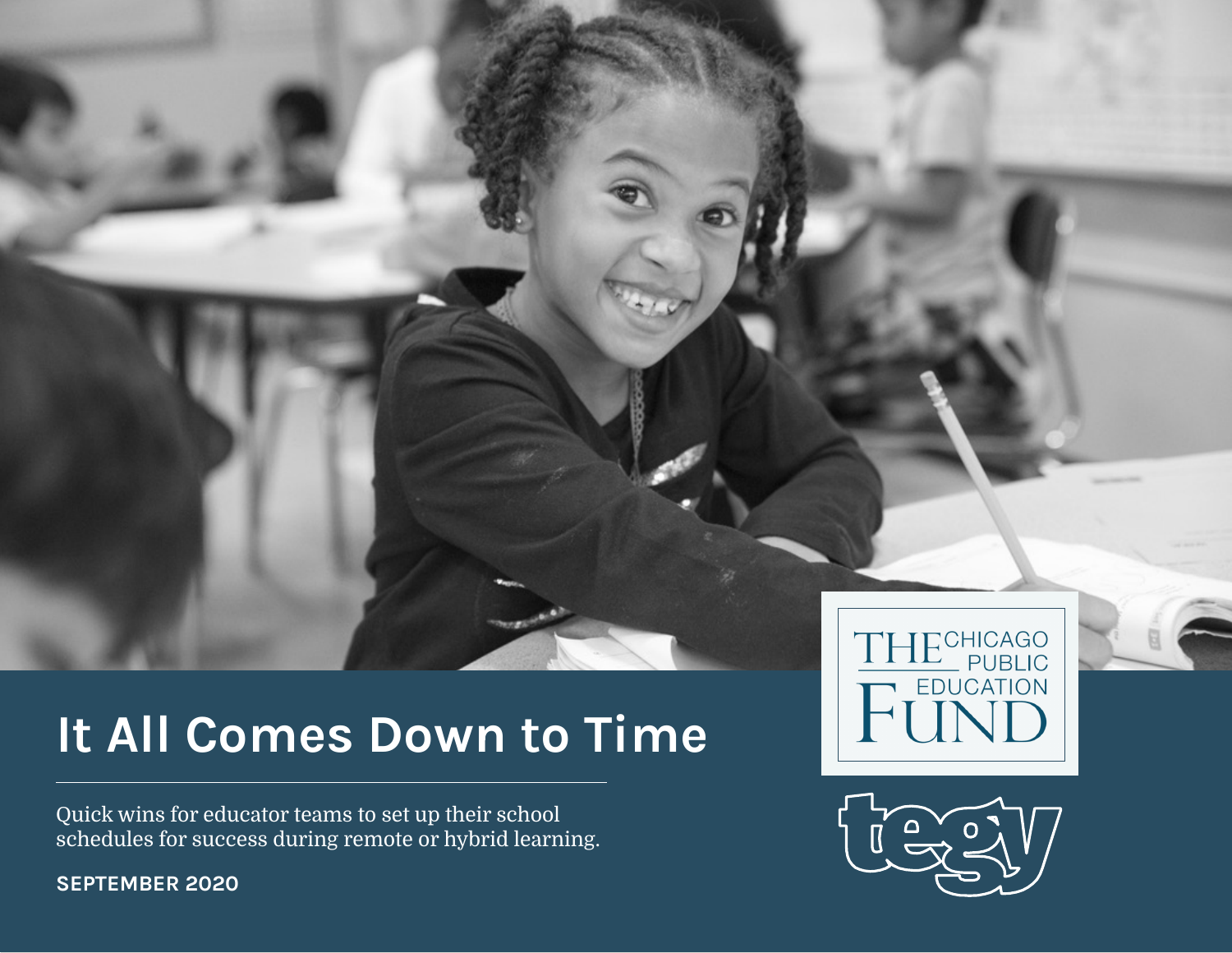# It All Comes Down to Time

Quick wins for educator teams to set up their school schedules for success during remote or hybrid learning.

**SEPTEMBER 2020**

THE CHICAGO PUBLIC EDUCATION FUND

tegy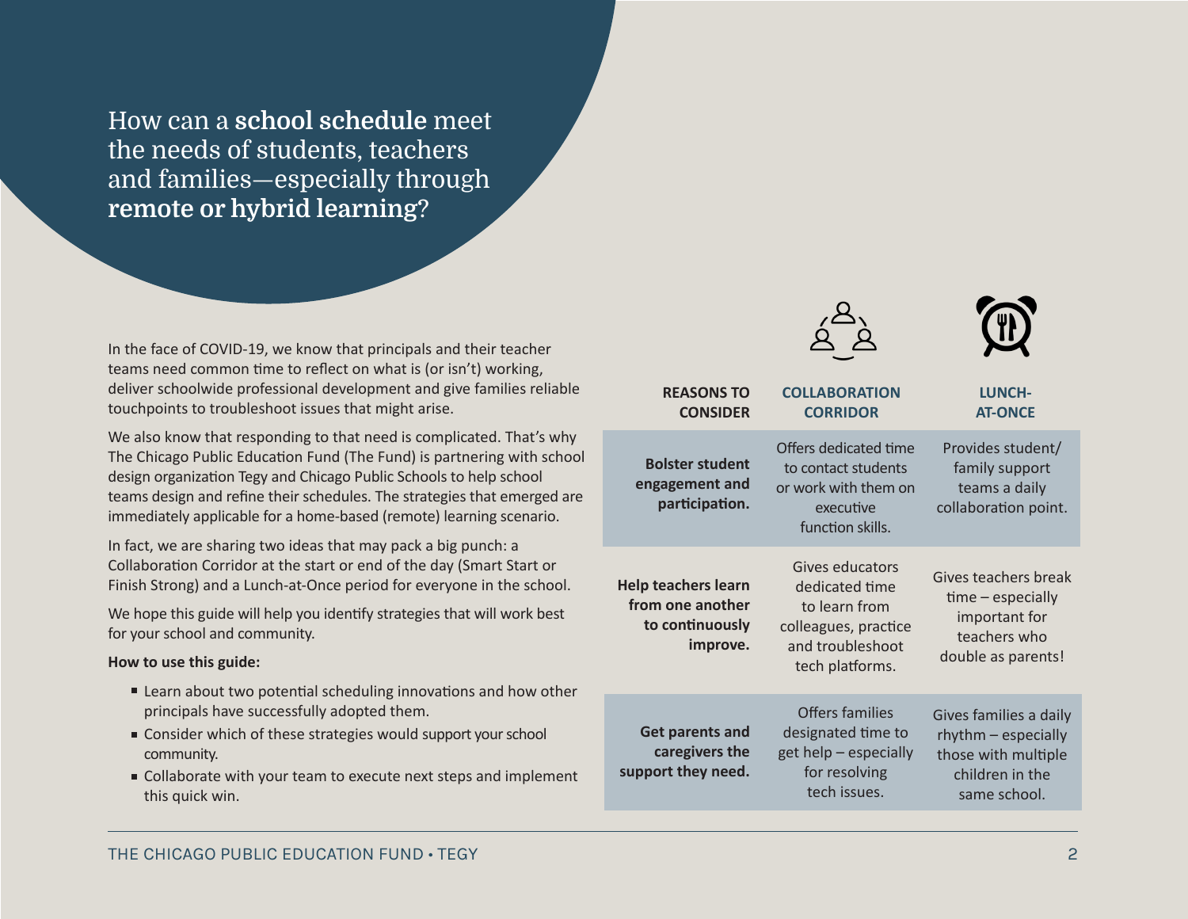# How can a **school schedule** meet the needs of students, teachers and families—especially through **remote or hybrid learning**?

In the face of COVID-19, we know that principals and their teacher teams need common time to reflect on what is (or isn't) working, deliver schoolwide professional development and give families reliable touchpoints to troubleshoot issues that might arise.

We also know that responding to that need is complicated. That's why The Chicago Public Education Fund (The Fund) is partnering with school design organization Tegy and Chicago Public Schools to help school teams design and refine their schedules. The strategies that emerged are immediately applicable for a home-based (remote) learning scenario.

In fact, we are sharing two ideas that may pack a big punch: a Collaboration Corridor at the start or end of the day (Smart Start or Finish Strong) and a Lunch-at-Once period for everyone in the school.

We hope this guide will help you identify strategies that will work best for your school and community.

**How to use this guide:**

- Learn about two potential scheduling innovations and how other principals have successfully adopted them.
- Consider which of these strategies would support your school community.
- Collaborate with your team to execute next steps and implement this quick win.

| REASONS TO CONSIDER | COLLABORATION CORRIDOR | LUNCH-AT-ONCE |
|---|---|---|
| **Bolster student engagement and participation.** | Offers dedicated time to contact students or work with them on executive function skills. | Provides student/family support teams a daily collaboration point. |
| **Help teachers learn from one another to continuously improve.** | Gives educators dedicated time to learn from colleagues, practice and troubleshoot tech platforms. | Gives teachers break time – especially important for teachers who double as parents! |
| **Get parents and caregivers the support they need.** | Offers families designated time to get help – especially for resolving tech issues. | Gives families a daily rhythm – especially those with multiple children in the same school. |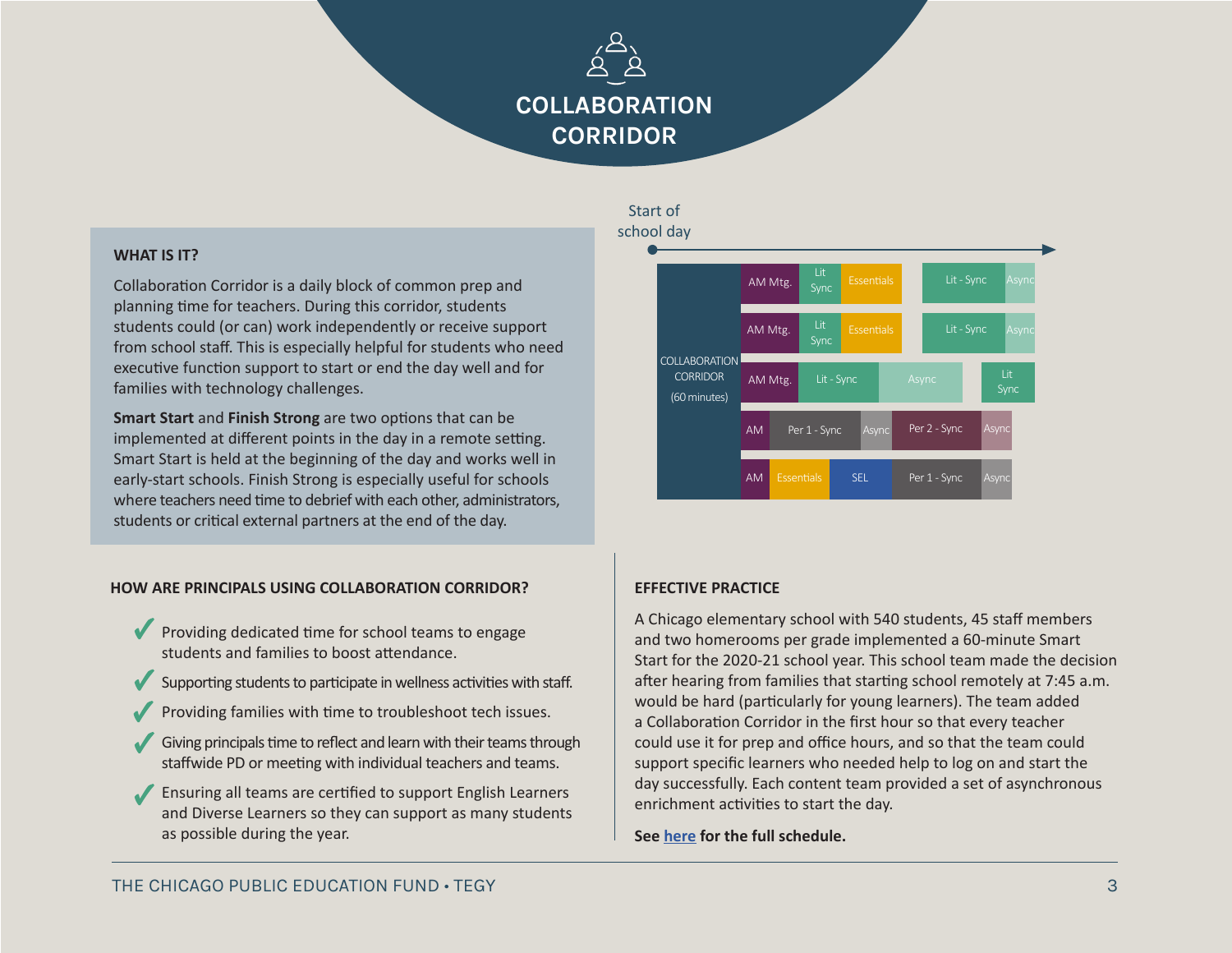# COLLABORATION CORRIDOR

### WHAT IS IT?

Collaboration Corridor is a daily block of common prep and planning time for teachers. During this corridor, students could (or can) work independently or receive support from school staff. This is especially helpful for students who need executive function support to start or end the day well and for families with technology challenges.

**Smart Start** and **Finish Strong** are two options that can be implemented at different points in the day in a remote setting. Smart Start is held at the beginning of the day and works well in early-start schools. Finish Strong is especially useful for schools where teachers need time to debrief with each other, administrators, students or critical external partners at the end of the day.

Start of school day

| COLLABORATION CORRIDOR (60 minutes) | AM Mtg. | Lit Sync | Essentials | | Lit - Sync | Async |
|---|---|---|---|---|---|---|
| | AM Mtg. | Lit Sync | Essentials | | Lit - Sync | Async |
| | AM Mtg. | Lit - Sync | Async | | Lit Sync | |
| | AM | Per 1 - Sync | Async | Per 2 - Sync | Async | |
| | AM | Essentials | SEL | Per 1 - Sync | Async | |

### HOW ARE PRINCIPALS USING COLLABORATION CORRIDOR?

- ✔ Providing dedicated time for school teams to engage students and families to boost attendance.
- ✔ Supporting students to participate in wellness activities with staff.
- ✔ Providing families with time to troubleshoot tech issues.
- ✔ Giving principals time to reflect and learn with their teams through staffwide PD or meeting with individual teachers and teams.
- ✔ Ensuring all teams are certified to support English Learners and Diverse Learners so they can support as many students as possible during the year.

### EFFECTIVE PRACTICE

A Chicago elementary school with 540 students, 45 staff members and two homerooms per grade implemented a 60-minute Smart Start for the 2020-21 school year. This school team made the decision after hearing from families that starting school remotely at 7:45 a.m. would be hard (particularly for young learners). The team added a Collaboration Corridor in the first hour so that every teacher could use it for prep and office hours, and so that the team could support specific learners who needed help to log on and start the day successfully. Each content team provided a set of asynchronous enrichment activities to start the day.

**See here for the full schedule.**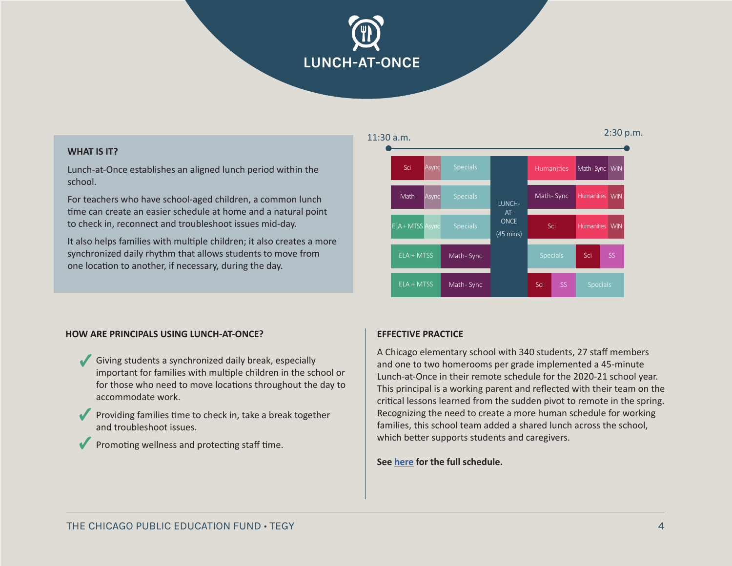# LUNCH-AT-ONCE

**WHAT IS IT?**

Lunch-at-Once establishes an aligned lunch period within the school.

For teachers who have school-aged children, a common lunch time can create an easier schedule at home and a natural point to check in, reconnect and troubleshoot issues mid-day.

It also helps families with multiple children; it also creates a more synchronized daily rhythm that allows students to move from one location to another, if necessary, during the day.

11:30 a.m. — 2:30 p.m.

| | | | | | | |
|---|---|---|---|---|---|---|
| Sci | Async | Specials | LUNCH-AT-ONCE (45 mins) | Humanities | Math-Sync | WIN |
| Math | Async | Specials | | Math- Sync | Humanities | WIN |
| ELA + MTSS | Async | Specials | | Sci | Humanities | WIN |
| ELA + MTSS | Math- Sync | | | Specials | Sci | SS |
| ELA + MTSS | Math- Sync | | | Sci | SS | Specials |

## HOW ARE PRINCIPALS USING LUNCH-AT-ONCE?

- ✓ Giving students a synchronized daily break, especially important for families with multiple children in the school or for those who need to move locations throughout the day to accommodate work.
- ✓ Providing families time to check in, take a break together and troubleshoot issues.
- ✓ Promoting wellness and protecting staff time.

## EFFECTIVE PRACTICE

A Chicago elementary school with 340 students, 27 staff members and one to two homerooms per grade implemented a 45-minute Lunch-at-Once in their remote schedule for the 2020-21 school year. This principal is a working parent and reflected with their team on the critical lessons learned from the sudden pivot to remote in the spring. Recognizing the need to create a more human schedule for working families, this school team added a shared lunch across the school, which better supports students and caregivers.

**See here for the full schedule.**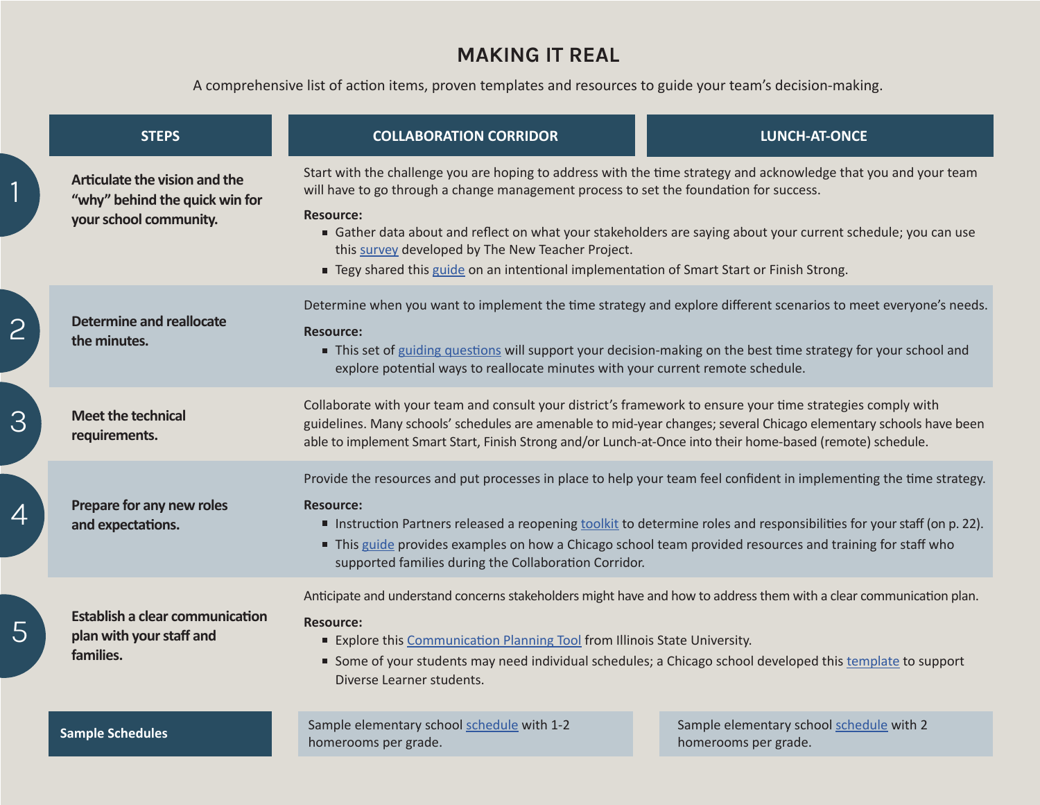# MAKING IT REAL

A comprehensive list of action items, proven templates and resources to guide your team's decision-making.

| STEPS | COLLABORATION CORRIDOR | LUNCH-AT-ONCE |
|---|---|---|
| **1 Articulate the vision and the "why" behind the quick win for your school community.** | Start with the challenge you are hoping to address with the time strategy and acknowledge that you and your team will have to go through a change management process to set the foundation for success.<br><br>**Resource:**<br>▪ Gather data about and reflect on what your stakeholders are saying about your current schedule; you can use this survey developed by The New Teacher Project.<br>▪ Tegy shared this guide on an intentional implementation of Smart Start or Finish Strong. | |
| **2 Determine and reallocate the minutes.** | Determine when you want to implement the time strategy and explore different scenarios to meet everyone's needs.<br><br>**Resource:**<br>▪ This set of guiding questions will support your decision-making on the best time strategy for your school and explore potential ways to reallocate minutes with your current remote schedule. | |
| **3 Meet the technical requirements.** | Collaborate with your team and consult your district's framework to ensure your time strategies comply with guidelines. Many schools' schedules are amenable to mid-year changes; several Chicago elementary schools have been able to implement Smart Start, Finish Strong and/or Lunch-at-Once into their home-based (remote) schedule. | |
| **4 Prepare for any new roles and expectations.** | Provide the resources and put processes in place to help your team feel confident in implementing the time strategy.<br><br>**Resource:**<br>▪ Instruction Partners released a reopening toolkit to determine roles and responsibilities for your staff (on p. 22).<br>▪ This guide provides examples on how a Chicago school team provided resources and training for staff who supported families during the Collaboration Corridor. | |
| **5 Establish a clear communication plan with your staff and families.** | Anticipate and understand concerns stakeholders might have and how to address them with a clear communication plan.<br><br>**Resource:**<br>▪ Explore this Communication Planning Tool from Illinois State University.<br>▪ Some of your students may need individual schedules; a Chicago school developed this template to support Diverse Learner students. | |
| **Sample Schedules** | Sample elementary school schedule with 1-2 homerooms per grade. | Sample elementary school schedule with 2 homerooms per grade. |